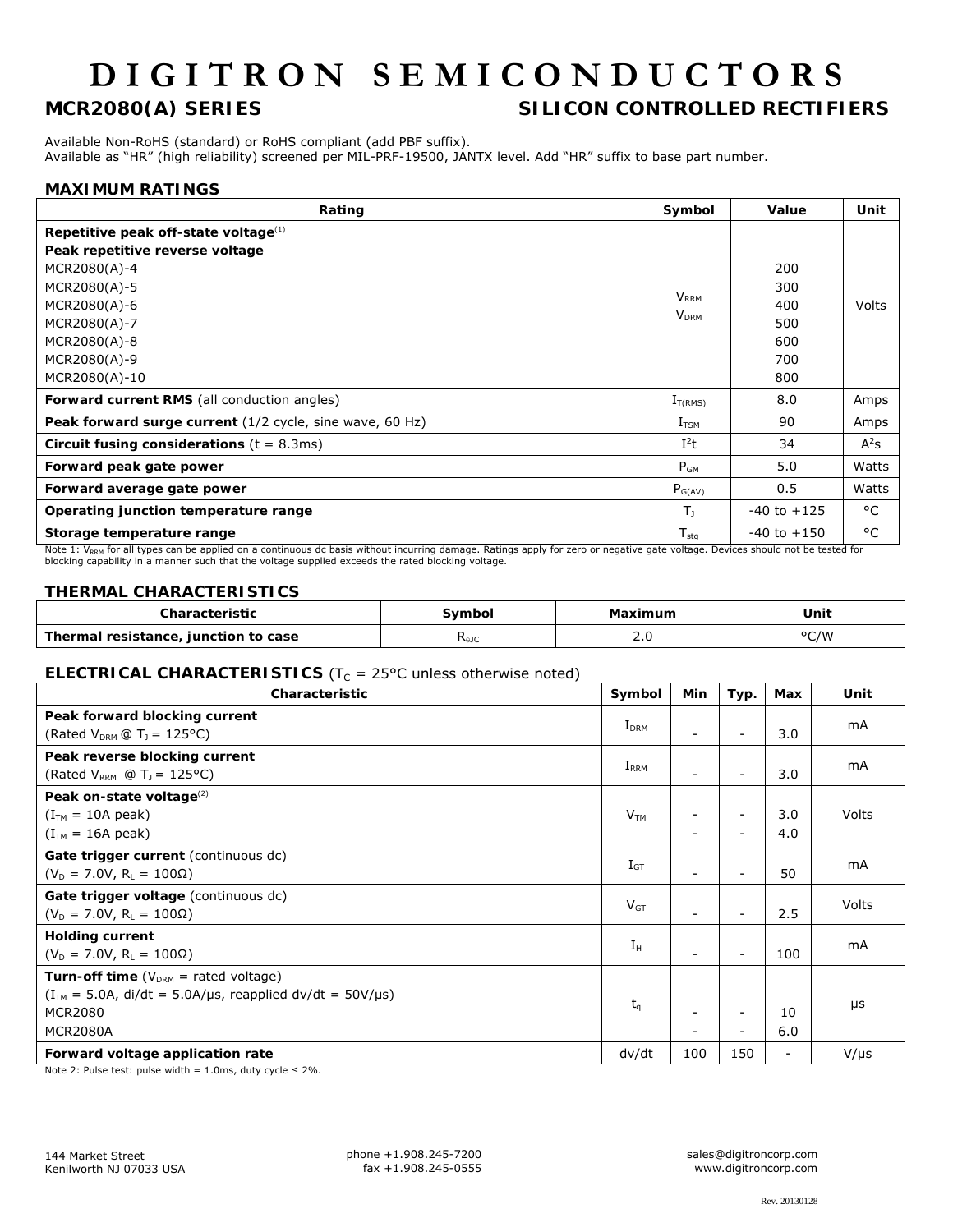# DIGITRON SEMICONDUCTORS

## MCR2080(A) SERIES — SILICON CONTROLLED RECTIFIERS

Available Non-RoHS (standard) or RoHS compliant (add PBF suffix).
Available as "HR" (high reliability) screened per MIL-PRF-19500, JANTX level. Add "HR" suffix to base part number.

### MAXIMUM RATINGS

| Rating | Symbol | Value | Unit |
|---|---|---|---|
| **Repetitive peak off-state voltage**[(1)] <br> **Peak repetitive reverse voltage** <br> MCR2080(A)-4 <br> MCR2080(A)-5 <br> MCR2080(A)-6 <br> MCR2080(A)-7 <br> MCR2080(A)-8 <br> MCR2080(A)-9 <br> MCR2080(A)-10 | $V_{RRM}$ <br> $V_{DRM}$ | <br><br> 200 <br> 300 <br> 400 <br> 500 <br> 600 <br> 700 <br> 800 | Volts |
| **Forward current RMS** (all conduction angles) | $I_{T(RMS)}$ | 8.0 | Amps |
| **Peak forward surge current** (1/2 cycle, sine wave, 60 Hz) | $I_{TSM}$ | 90 | Amps |
| **Circuit fusing considerations** (t = 8.3ms) | $I^2t$ | 34 | $A^2s$ |
| **Forward peak gate power** | $P_{GM}$ | 5.0 | Watts |
| **Forward average gate power** | $P_{G(AV)}$ | 0.5 | Watts |
| **Operating junction temperature range** | $T_J$ | -40 to +125 | °C |
| **Storage temperature range** | $T_{stg}$ | -40 to +150 | °C |

Note 1: $V_{RRM}$ for all types can be applied on a continuous dc basis without incurring damage. Ratings apply for zero or negative gate voltage. Devices should not be tested for blocking capability in a manner such that the voltage supplied exceeds the rated blocking voltage.

### THERMAL CHARACTERISTICS

| Characteristic | Symbol | Maximum | Unit |
|---|---|---|---|
| **Thermal resistance, junction to case** | $R_{\Theta JC}$ | 2.0 | °C/W |

### ELECTRICAL CHARACTERISTICS ($T_C$ = 25°C unless otherwise noted)

| Characteristic | Symbol | Min | Typ. | Max | Unit |
|---|---|---|---|---|---|
| **Peak forward blocking current** <br> (Rated $V_{DRM}$ @ $T_J$ = 125°C) | $I_{DRM}$ | - | - | 3.0 | mA |
| **Peak reverse blocking current** <br> (Rated $V_{RRM}$ @ $T_J$ = 125°C) | $I_{RRM}$ | - | - | 3.0 | mA |
| **Peak on-state voltage**[(2)] <br> ($I_{TM}$ = 10A peak) <br> ($I_{TM}$ = 16A peak) | $V_{TM}$ | - <br> - | - <br> - | 3.0 <br> 4.0 | Volts |
| **Gate trigger current** (continuous dc) <br> ($V_D$ = 7.0V, $R_L$ = 100Ω) | $I_{GT}$ | - | - | 50 | mA |
| **Gate trigger voltage** (continuous dc) <br> ($V_D$ = 7.0V, $R_L$ = 100Ω) | $V_{GT}$ | - | - | 2.5 | Volts |
| **Holding current** <br> ($V_D$ = 7.0V, $R_L$ = 100Ω) | $I_H$ | - | - | 100 | mA |
| **Turn-off time** ($V_{DRM}$ = rated voltage) <br> ($I_{TM}$ = 5.0A, di/dt = 5.0A/µs, reapplied dv/dt = 50V/µs) <br> MCR2080 <br> MCR2080A | $t_q$ | - <br> - | - <br> - | 10 <br> 6.0 | µs |
| **Forward voltage application rate** | dv/dt | 100 | 150 | - | V/µs |

Note 2: Pulse test: pulse width = 1.0ms, duty cycle ≤ 2%.

144 Market Street
Kenilworth NJ 07033 USA

phone +1.908.245-7200
fax +1.908.245-0555

sales@digitroncorp.com
www.digitroncorp.com

Rev. 20130128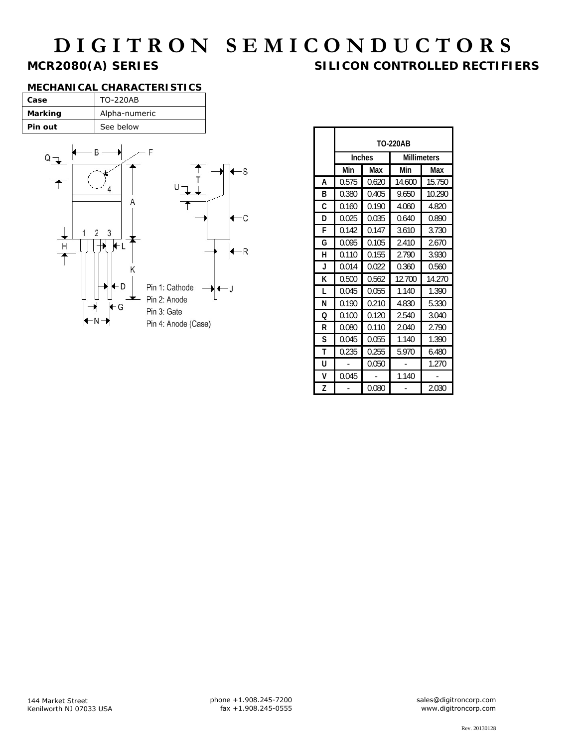# DIGITRON SEMICONDUCTORS

## MCR2080(A) SERIES SILICON CONTROLLED RECTIFIERS

### MECHANICAL CHARACTERISTICS

| Case | TO-220AB |
|---|---|
| Marking | Alpha-numeric |
| Pin out | See below |

Pin 1: Cathode
Pin 2: Anode
Pin 3: Gate
Pin 4: Anode (Case)

| | TO-220AB | | | |
|---|---|---|---|---|
| | Inches | | Millimeters | |
| | Min | Max | Min | Max |
| A | 0.575 | 0.620 | 14.600 | 15.750 |
| B | 0.380 | 0.405 | 9.650 | 10.290 |
| C | 0.160 | 0.190 | 4.060 | 4.820 |
| D | 0.025 | 0.035 | 0.640 | 0.890 |
| F | 0.142 | 0.147 | 3.610 | 3.730 |
| G | 0.095 | 0.105 | 2.410 | 2.670 |
| H | 0.110 | 0.155 | 2.790 | 3.930 |
| J | 0.014 | 0.022 | 0.360 | 0.560 |
| K | 0.500 | 0.562 | 12.700 | 14.270 |
| L | 0.045 | 0.055 | 1.140 | 1.390 |
| N | 0.190 | 0.210 | 4.830 | 5.330 |
| Q | 0.100 | 0.120 | 2.540 | 3.040 |
| R | 0.080 | 0.110 | 2.040 | 2.790 |
| S | 0.045 | 0.055 | 1.140 | 1.390 |
| T | 0.235 | 0.255 | 5.970 | 6.480 |
| U | - | 0.050 | - | 1.270 |
| V | 0.045 | - | 1.140 | - |
| Z | - | 0.080 | - | 2.030 |

144 Market Street
Kenilworth NJ 07033 USA

phone +1.908.245-7200
fax +1.908.245-0555

sales@digitroncorp.com
www.digitroncorp.com

Rev. 20130128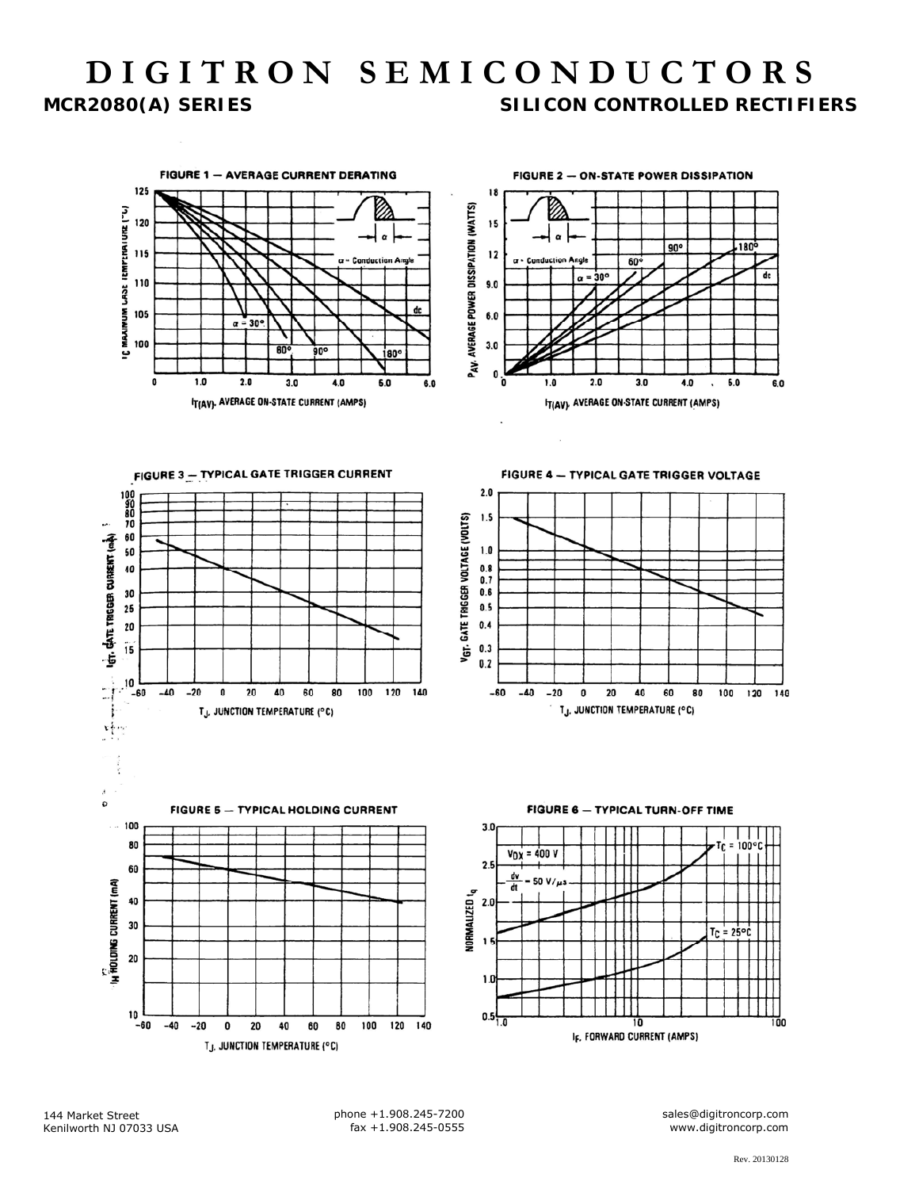# DIGITRON SEMICONDUCTORS

**MCR2080(A) SERIES** **SILICON CONTROLLED RECTIFIERS**

**FIGURE 1 — AVERAGE CURRENT DERATING**

$T_C$, MAXIMUM CASE TEMPERATURE (°C)

125
120
115
110
105
100

α = Conduction Angle

α = 30°
60°
90°
180°
dc

0 1.0 2.0 3.0 4.0 5.0 6.0

$I_{T(AV)}$, AVERAGE ON-STATE CURRENT (AMPS)

**FIGURE 2 — ON-STATE POWER DISSIPATION**

$P_{AV}$, AVERAGE POWER DISSIPATION (WATTS)

18
15
12
9.0
6.0
3.0
0

α = Conduction Angle

α = 30°
60°
90°
180°
dc

0 1.0 2.0 3.0 4.0 5.0 6.0

$I_{T(AV)}$, AVERAGE ON-STATE CURRENT (AMPS)

**FIGURE 3 — TYPICAL GATE TRIGGER CURRENT**

$I_{GT}$, GATE TRIGGER CURRENT (mA)

100
90
80
70
60
50
40
30
25
20
15
10

−60 −40 −20 0 20 40 60 80 100 120 140

$T_J$, JUNCTION TEMPERATURE (°C)

**FIGURE 4 — TYPICAL GATE TRIGGER VOLTAGE**

$V_{GT}$, GATE TRIGGER VOLTAGE (VOLTS)

2.0
1.5
1.0
0.8
0.7
0.6
0.5
0.4
0.3
0.2

−60 −40 −20 0 20 40 60 80 100 120 140

$T_J$, JUNCTION TEMPERATURE (°C)

**FIGURE 5 — TYPICAL HOLDING CURRENT**

$I_H$ HOLDING CURRENT (mA)

100
80
60
40
30
20
10

−60 −40 −20 0 20 40 60 80 100 120 140

$T_J$, JUNCTION TEMPERATURE (°C)

**FIGURE 6 — TYPICAL TURN-OFF TIME**

NORMALIZED $t_q$

3.0
2.5
2.0
1.5
1.0
0.5

$V_{DX}$ = 400 V

$\frac{dv}{dt}$ = 50 V/μs

$T_C$ = 100°C

$T_C$ = 25°C

1.0 10 100

$I_F$, FORWARD CURRENT (AMPS)

144 Market Street
Kenilworth NJ 07033 USA

phone +1.908.245-7200
fax +1.908.245-0555

sales@digitroncorp.com
www.digitroncorp.com

Rev. 20130128